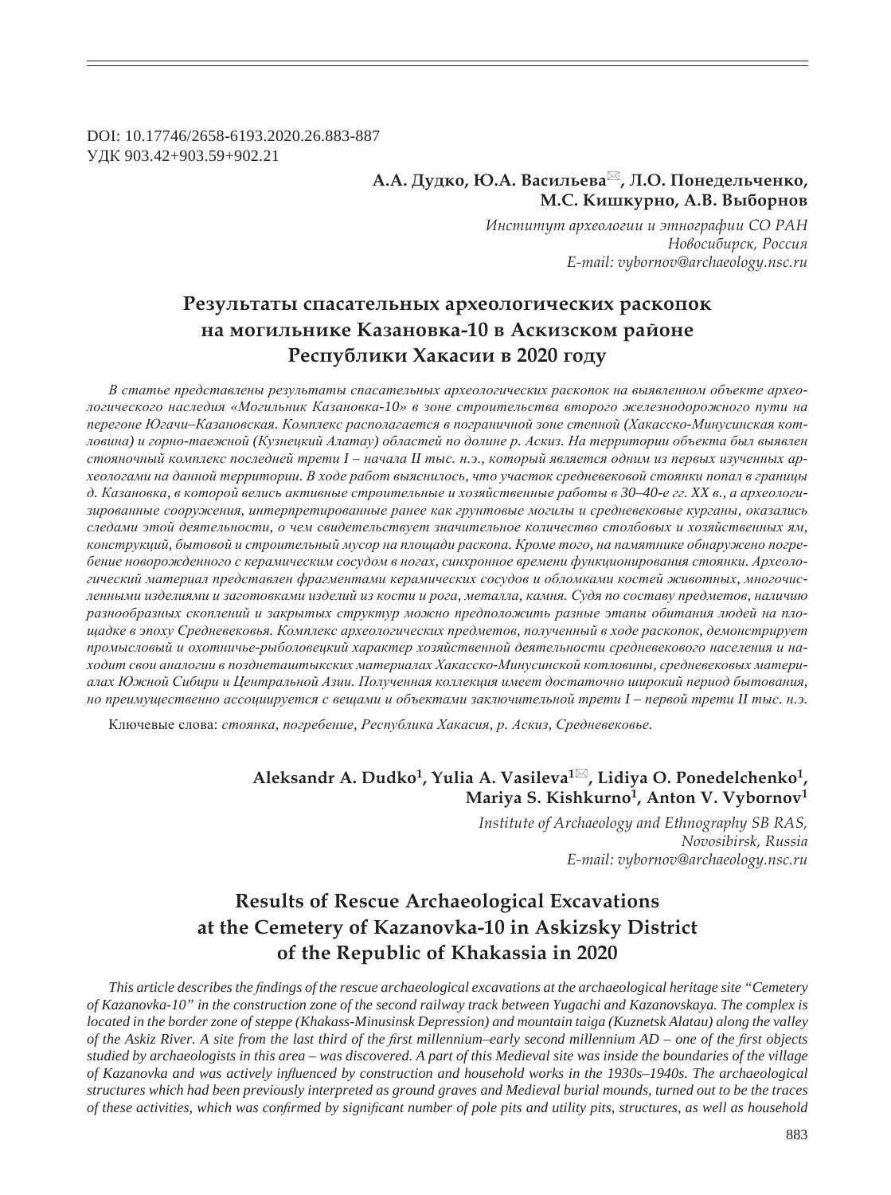DOI: 10.17746/2658-6193.2020.26.883-887
УДК 903.42+903.59+902.21

**А.А. Дудко, Ю.А. Васильева✉, Л.О. Понедельченко, М.С. Кишкурно, А.В. Выборнов**

*Институт археологии и этнографии СО РАН*
*Новосибирск, Россия*
*E-mail: vybornov@archaeology.nsc.ru*

# Результаты спасательных археологических раскопок на могильнике Казановка-10 в Аскизском районе Республики Хакасии в 2020 году

*В статье представлены результаты спасательных археологических раскопок на выявленном объекте археологического наследия «Могильник Казановка-10» в зоне строительства второго железнодорожного пути на перегоне Югачи–Казановская. Комплекс располагается в пограничной зоне степной (Хакасско-Минусинская котловина) и горно-таежной (Кузнецкий Алатау) областей по долине р. Аскиз. На территории объекта был выявлен стояночный комплекс последней трети I – начала II тыс. н.э., который является одним из первых изученных археологами на данной территории. В ходе работ выяснилось, что участок средневековой стоянки попал в границы д. Казановка, в которой велись активные строительные и хозяйственные работы в 30–40-е гг. XX в., а археологизированные сооружения, интерпретированные ранее как грунтовые могилы и средневековые курганы, оказались следами этой деятельности, о чем свидетельствует значительное количество столбовых и хозяйственных ям, конструкций, бытовой и строительный мусор на площади раскопа. Кроме того, на памятнике обнаружено погребение новорожденного с керамическим сосудом в ногах, синхронное времени функционирования стоянки. Археологический материал представлен фрагментами керамических сосудов и обломками костей животных, многочисленными изделиями и заготовками изделий из кости и рога, металла, камня. Судя по составу предметов, наличию разнообразных скоплений и закрытых структур можно предположить разные этапы обитания людей на площадке в эпоху Средневековья. Комплекс археологических предметов, полученный в ходе раскопок, демонстрирует промысловый и охотничье-рыболовецкий характер хозяйственной деятельности средневекового населения и находит свои аналогии в позднеташтыкских материалах Хакасско-Минусинской котловины, средневековых материалах Южной Сибири и Центральной Азии. Полученная коллекция имеет достаточно широкий период бытования, но преимущественно ассоциируется с вещами и объектами заключительной трети I – первой трети II тыс. н.э.*

Ключевые слова: *стоянка, погребение, Республика Хакасия, р. Аскиз, Средневековье.*

**Aleksandr A. Dudko[1], Yulia A. Vasileva[1]✉, Lidiya O. Ponedelchenko[1], Mariya S. Kishkurno[1], Anton V. Vybornov[1]**

*Institute of Archaeology and Ethnography SB RAS,*
*Novosibirsk, Russia*
*E-mail: vybornov@archaeology.nsc.ru*

# Results of Rescue Archaeological Excavations at the Cemetery of Kazanovka-10 in Askizsky District of the Republic of Khakassia in 2020

*This article describes the findings of the rescue archaeological excavations at the archaeological heritage site "Cemetery of Kazanovka-10" in the construction zone of the second railway track between Yugachi and Kazanovskaya. The complex is located in the border zone of steppe (Khakass-Minusinsk Depression) and mountain taiga (Kuznetsk Alatau) along the valley of the Askiz River. A site from the last third of the first millennium–early second millennium AD – one of the first objects studied by archaeologists in this area – was discovered. A part of this Medieval site was inside the boundaries of the village of Kazanovka and was actively influenced by construction and household works in the 1930s–1940s. The archaeological structures which had been previously interpreted as ground graves and Medieval burial mounds, turned out to be the traces of these activities, which was confirmed by significant number of pole pits and utility pits, structures, as well as household*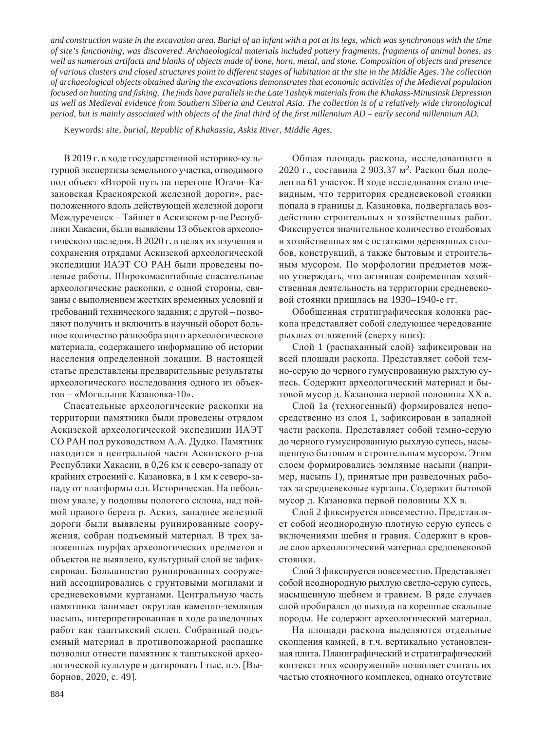*and construction waste in the excavation area. Burial of an infant with a pot at its legs, which was synchronous with the time of site's functioning, was discovered. Archaeological materials included pottery fragments, fragments of animal bones, as well as numerous artifacts and blanks of objects made of bone, horn, metal, and stone. Composition of objects and presence of various clusters and closed structures point to different stages of habitation at the site in the Middle Ages. The collection of archaeological objects obtained during the excavations demonstrates that economic activities of the Medieval population focused on hunting and fishing. The finds have parallels in the Late Tashtyk materials from the Khakass-Minusinsk Depression as well as Medieval evidence from Southern Siberia and Central Asia. The collection is of a relatively wide chronological period, but is mainly associated with objects of the final third of the first millennium AD – early second millennium AD.*

Keywords: *site, burial, Republic of Khakassia, Askiz River, Middle Ages.*

В 2019 г. в ходе государственной историко-культурной экспертизы земельного участка, отводимого под объект «Второй путь на перегоне Югачи–Казановская Красноярской железной дороги», расположенного вдоль действующей железной дороги Междуреченск – Тайшет в Аскизском р-не Республики Хакасии, были выявлены 13 объектов археологического наследия. В 2020 г. в целях их изучения и сохранения отрядами Аскизской археологической экспедиции ИАЭТ СО РАН были проведены полевые работы. Широкомасштабные спасательные археологические раскопки, с одной стороны, связаны с выполнением жестких временных условий и требований технического задания; с другой – позволяют получить и включить в научный оборот большое количество разнообразного археологического материала, содержащего информацию об истории населения определенной локации. В настоящей статье представлены предварительные результаты археологического исследования одного из объектов – «Могильник Казановка-10».

Спасательные археологические раскопки на территории памятника были проведены отрядом Аскизской археологической экспедиции ИАЭТ СО РАН под руководством А.А. Дудко. Памятник находится в центральной части Аскизского р-на Республики Хакасии, в 0,26 км к северо-западу от крайних строений с. Казановка, в 1 км к северо-западу от платформы о.п. Историческая. На небольшом увале, у подошвы пологого склона, над поймой правого берега р. Аскиз, западнее железной дороги были выявлены руинированные сооружения, собран подъемный материал. В трех заложенных шурфах археологических предметов и объектов не выявлено, культурный слой не зафиксирован. Большинство руинированных сооружений ассоциировались с грунтовыми могилами и средневековыми курганами. Центральную часть памятника занимает округлая каменно-земляная насыпь, интерпретированная в ходе разведочных работ как таштыкский склеп. Собранный подъемный материал в противопожарной распашке позволил отнести памятник к таштыкской археологической культуре и датировать I тыс. н.э. [Выборнов, 2020, с. 49].

Общая площадь раскопа, исследованного в 2020 г., составила 2 903,37 м². Раскоп был поделен на 61 участок. В ходе исследования стало очевидным, что территория средневековой стоянки попала в границы д. Казановка, подвергалась воздействию строительных и хозяйственных работ. Фиксируется значительное количество столбовых и хозяйственных ям с остатками деревянных столбов, конструкций, а также бытовым и строительным мусором. По морфологии предметов можно утверждать, что активная современная хозяйственная деятельность на территории средневековой стоянки пришлась на 1930–1940-е гг.

Обобщенная стратиграфическая колонка раскопа представляет собой следующее чередование рыхлых отложений (сверху вниз):

Слой 1 (распаханный слой) зафиксирован на всей площади раскопа. Представляет собой темно-серую до черного гумусированную рыхлую супесь. Содержит археологический материал и бытовой мусор д. Казановка первой половины XX в.

Слой 1а (техногенный) формировался непосредственно из слоя 1, зафиксирован в западной части раскопа. Представляет собой темно-серую до черного гумусированную рыхлую супесь, насыщенную бытовым и строительным мусором. Этим слоем формировались земляные насыпи (например, насыпь 1), принятые при разведочных работах за средневековые курганы. Содержит бытовой мусор д. Казановка первой половины XX в.

Слой 2 фиксируется повсеместно. Представляет собой неоднородную плотную серую супесь с включениями щебня и гравия. Содержит в кровле слоя археологический материал средневековой стоянки.

Слой 3 фиксируется повсеместно. Представляет собой неоднородную рыхлую светло-серую супесь, насыщенную щебнем и гравием. В ряде случаев слой пробирался до выхода на коренные скальные породы. Не содержит археологический материал.

На площади раскопа выделяются отдельные скопления камней, в т.ч. вертикально установленная плита. Планиграфический и стратиграфический контекст этих «сооружений» позволяет считать их частью стояночного комплекса, однако отсутствие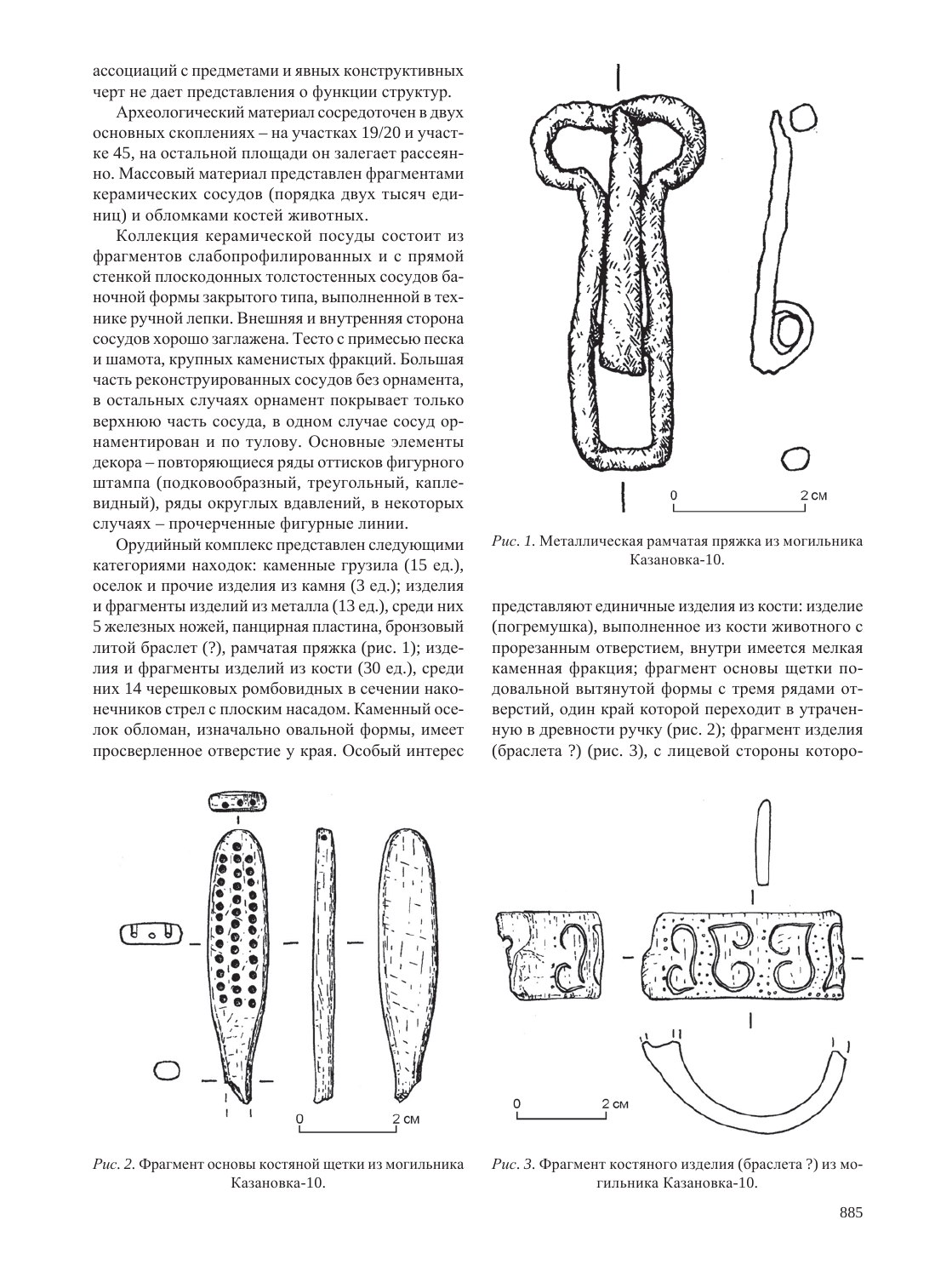ассоциаций с предметами и явных конструктивных черт не дает представления о функции структур.

Археологический материал сосредоточен в двух основных скоплениях – на участках 19/20 и участке 45, на остальной площади он залегает рассеянно. Массовый материал представлен фрагментами керамических сосудов (порядка двух тысяч единиц) и обломками костей животных.

Коллекция керамической посуды состоит из фрагментов слабопрофилированных и с прямой стенкой плоскодонных толстостенных сосудов баночной формы закрытого типа, выполненной в технике ручной лепки. Внешняя и внутренняя сторона сосудов хорошо заглажена. Тесто с примесью песка и шамота, крупных каменистых фракций. Большая часть реконструированных сосудов без орнамента, в остальных случаях орнамент покрывает только верхнюю часть сосуда, в одном случае сосуд орнаментирован и по тулову. Основные элементы декора – повторяющиеся ряды оттисков фигурного штампа (подковообразный, треугольный, каплевидный), ряды округлых вдавлений, в некоторых случаях – прочерченные фигурные линии.

Орудийный комплекс представлен следующими категориями находок: каменные грузила (15 ед.), оселок и прочие изделия из камня (3 ед.); изделия и фрагменты изделий из металла (13 ед.), среди них 5 железных ножей, панцирная пластина, бронзовый литой браслет (?), рамчатая пряжка (рис. 1); изделия и фрагменты изделий из кости (30 ед.), среди них 14 черешковых ромбовидных в сечении наконечников стрел с плоским насадом. Каменный оселок обломан, изначально овальной формы, имеет просверленное отверстие у края. Особый интерес представляют единичные изделия из кости: изделие (погремушка), выполненное из кости животного с прорезанным отверстием, внутри имеется мелкая каменная фракция; фрагмент основы щетки подовальной вытянутой формы с тремя рядами отверстий, один край которой переходит в утраченную в древности ручку (рис. 2); фрагмент изделия (браслета ?) (рис. 3), с лицевой стороны которо-

*Рис. 1.* Металлическая рамчатая пряжка из могильника Казановка-10.

*Рис. 2.* Фрагмент основы костяной щетки из могильника Казановка-10.

*Рис. 3.* Фрагмент костяного изделия (браслета ?) из могильника Казановка-10.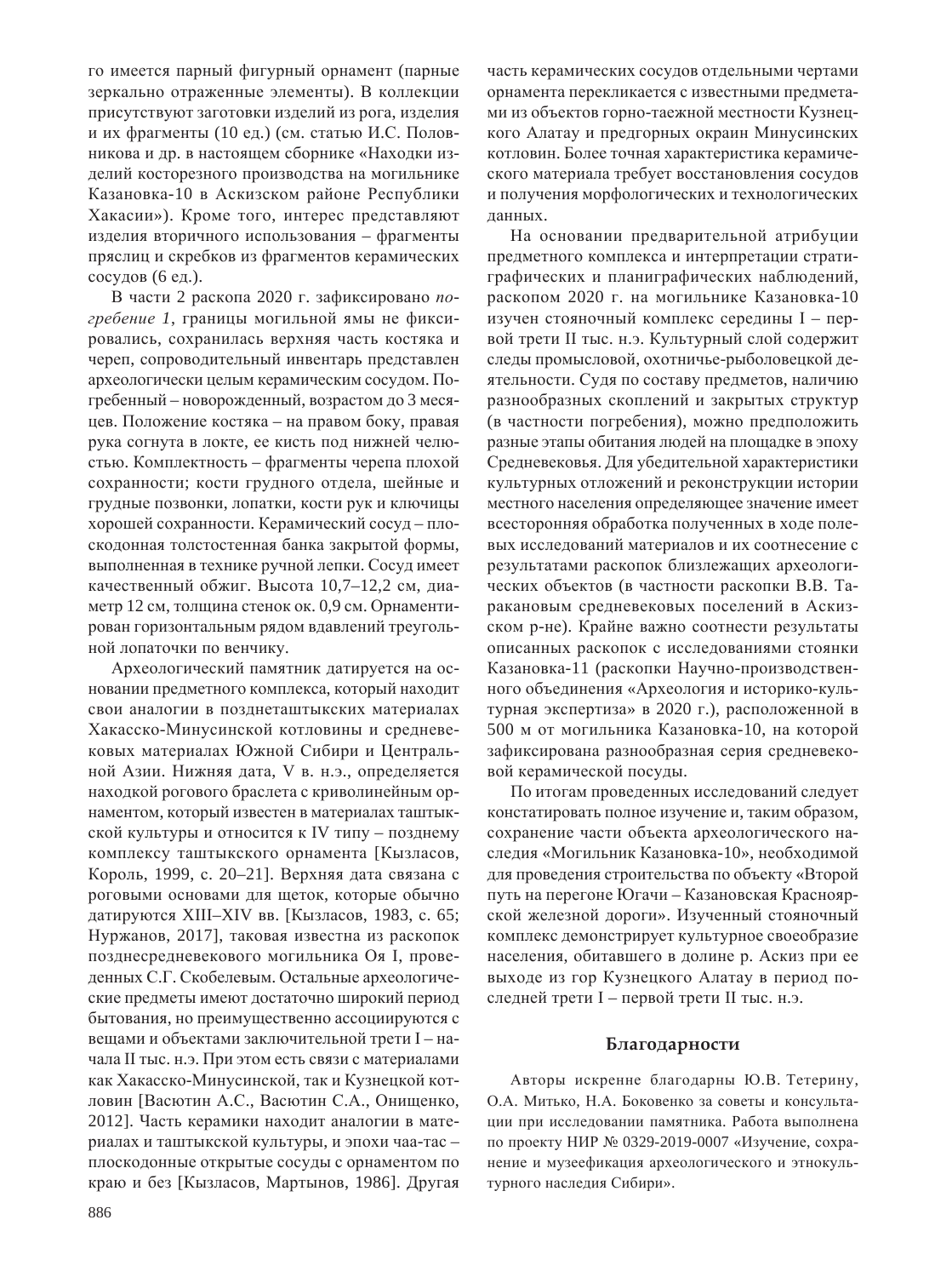го имеется парный фигурный орнамент (парные зеркально отраженные элементы). В коллекции присутствуют заготовки изделий из рога, изделия и их фрагменты (10 ед.) (см. статью И.С. Половникова и др. в настоящем сборнике «Находки изделий косторезного производства на могильнике Казановка-10 в Аскизском районе Республики Хакасии»). Кроме того, интерес представляют изделия вторичного использования – фрагменты пряслиц и скребков из фрагментов керамических сосудов (6 ед.).

В части 2 раскопа 2020 г. зафиксировано *погребение 1*, границы могильной ямы не фиксировались, сохранились верхняя часть костяка и череп, сопроводительный инвентарь представлен археологически целым керамическим сосудом. Погребенный – новорожденный, возрастом до 3 месяцев. Положение костяка – на правом боку, правая рука согнута в локте, ее кисть под нижней челюстью. Комплектность – фрагменты черепа плохой сохранности; кости грудного отдела, шейные и грудные позвонки, лопатки, кости рук и ключицы хорошей сохранности. Керамический сосуд – плоскодонная толстостенная банка закрытой формы, выполненная в технике ручной лепки. Сосуд имеет качественный обжиг. Высота 10,7–12,2 см, диаметр 12 см, толщина стенок ок. 0,9 см. Орнаментирован горизонтальным рядом вдавлений треугольной лопаточки по венчику.

Археологический памятник датируется на основании предметного комплекса, который находит свои аналогии в позднеташтыкских материалах Хакасско-Минусинской котловины и средневековых материалах Южной Сибири и Центральной Азии. Нижняя дата, V в. н.э., определяется находкой рогового браслета с криволинейным орнаментом, который известен в материалах таштыкской культуры и относится к IV типу – позднему комплексу таштыкского орнамента [Кызласов, Король, 1999, с. 20–21]. Верхняя дата связана с роговыми основами для щеток, которые обычно датируются XIII–XIV вв. [Кызласов, 1983, с. 65; Нуржанов, 2017], таковая известна из раскопок позднесредневекового могильника Оя I, проведенных С.Г. Скобелевым. Остальные археологические предметы имеют достаточно широкий период бытования, но преимущественно ассоциируются с вещами и объектами заключительной трети I – начала II тыс. н.э. При этом есть связи с материалами как Хакасско-Минусинской, так и Кузнецкой котловин [Васютин А.С., Васютин С.А., Онищенко, 2012]. Часть керамики находит аналогии в материалах и таштыкской культуры, и эпохи чаа-тас – плоскодонные открытые сосуды с орнаментом по краю и без [Кызласов, Мартынов, 1986]. Другая часть керамических сосудов отдельными чертами орнамента перекликается с известными предметами из объектов горно-таежной местности Кузнецкого Алатау и предгорных окраин Минусинских котловин. Более точная характеристика керамического материала требует восстановления сосудов и получения морфологических и технологических данных.

На основании предварительной атрибуции предметного комплекса и интерпретации стратиграфических и планиграфических наблюдений, раскопом 2020 г. на могильнике Казановка-10 изучен стояночный комплекс середины I – первой трети II тыс. н.э. Культурный слой содержит следы промысловой, охотничье-рыболовецкой деятельности. Судя по составу предметов, наличию разнообразных скоплений и закрытых структур (в частности погребения), можно предположить разные этапы обитания людей на площадке в эпоху Средневековья. Для убедительной характеристики культурных отложений и реконструкции истории местного населения определяющее значение имеет всесторонняя обработка полученных в ходе полевых исследований материалов и их соотнесение с результатами раскопок близлежащих археологических объектов (в частности раскопки В.В. Таракановым средневековых поселений в Аскизском р-не). Крайне важно соотнести результаты описанных раскопок с исследованиями стоянки Казановка-11 (раскопки Научно-производственного объединения «Археология и историко-культурная экспертиза» в 2020 г.), расположенной в 500 м от могильника Казановка-10, на которой зафиксирована разнообразная серия средневековой керамической посуды.

По итогам проведенных исследований следует констатировать полное изучение и, таким образом, сохранение части объекта археологического наследия «Могильник Казановка-10», необходимой для проведения строительства по объекту «Второй путь на перегоне Югачи – Казановская Красноярской железной дороги». Изученный стояночный комплекс демонстрирует культурное своеобразие населения, обитавшего в долине р. Аскиз при ее выходе из гор Кузнецкого Алатау в период последней трети I – первой трети II тыс. н.э.

## Благодарности

Авторы искренне благодарны Ю.В. Тетерину, О.А. Митько, Н.А. Боковенко за советы и консультации при исследовании памятника. Работа выполнена по проекту НИР № 0329-2019-0007 «Изучение, сохранение и музеефикация археологического и этнокультурного наследия Сибири».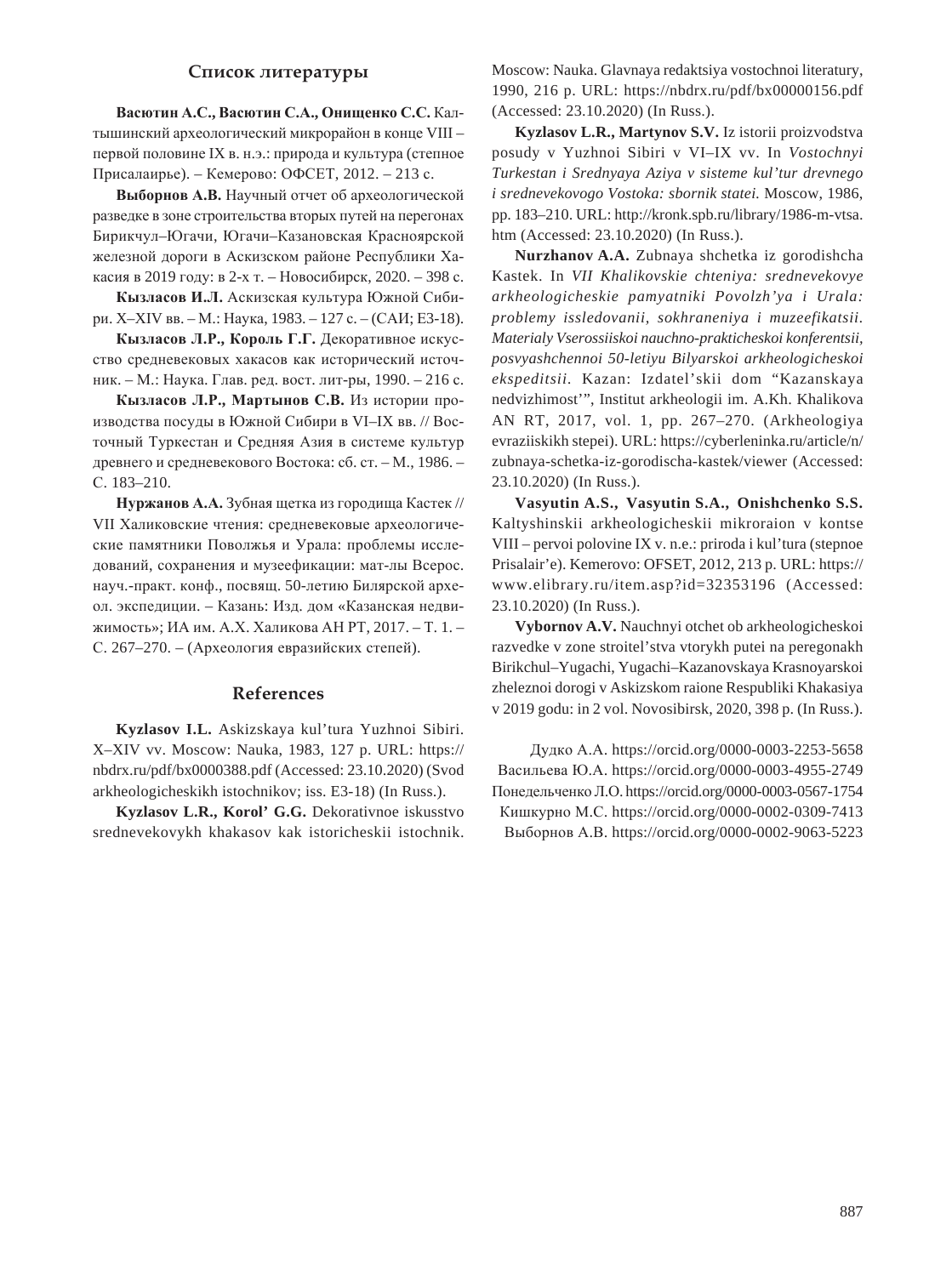## Список литературы

**Васютин А.С., Васютин С.А., Онищенко С.С.** Калтышинский археологический микрорайон в конце VIII – первой половине IX в. н.э.: природа и культура (степное Присалаирье). – Кемерово: ОФСЕТ, 2012. – 213 с.

**Выборнов А.В.** Научный отчет об археологической разведке в зоне строительства вторых путей на перегонах Бирикчул–Югачи, Югачи–Казановская Красноярской железной дороги в Аскизском районе Республики Хакасия в 2019 году: в 2-х т. – Новосибирск, 2020. – 398 с.

**Кызласов И.Л.** Аскизская культура Южной Сибири. X–XIV вв. – М.: Наука, 1983. – 127 с. – (САИ; Е3-18).

**Кызласов Л.Р., Король Г.Г.** Декоративное искусство средневековых хакасов как исторический источник. – М.: Наука. Глав. ред. вост. лит-ры, 1990. – 216 с.

**Кызласов Л.Р., Мартынов С.В.** Из истории производства посуды в Южной Сибири в VI–IX вв. // Восточный Туркестан и Средняя Азия в системе культур древнего и средневекового Востока: сб. ст. – М., 1986. – С. 183–210.

**Нуржанов А.А.** Зубная щетка из городища Кастек // VII Халиковские чтения: средневековые археологические памятники Поволжья и Урала: проблемы исследований, сохранения и музеефикации: мат-лы Всерос. науч.-практ. конф., посвящ. 50-летию Билярской археол. экспедиции. – Казань: Изд. дом «Казанская недвижимость»; ИА им. А.Х. Халикова АН РТ, 2017. – Т. 1. – С. 267–270. – (Археология евразийских степей).

## References

**Kyzlasov I.L.** Askizskaya kul'tura Yuzhnoi Sibiri. X–XIV vv. Moscow: Nauka, 1983, 127 p. URL: https://nbdrx.ru/pdf/bx0000388.pdf (Accessed: 23.10.2020) (Svod arkheologicheskikh istochnikov; iss. E3-18) (In Russ.).

**Kyzlasov L.R., Korol' G.G.** Dekorativnoe iskusstvo srednevekovykh khakasov kak istoricheskii istochnik. Moscow: Nauka. Glavnaya redaktsiya vostochnoi literatury, 1990, 216 p. URL: https://nbdrx.ru/pdf/bx00000156.pdf (Accessed: 23.10.2020) (In Russ.).

**Kyzlasov L.R., Martynov S.V.** Iz istorii proizvodstva posudy v Yuzhnoi Sibiri v VI–IX vv. In *Vostochnyi Turkestan i Srednyaya Aziya v sisteme kul'tur drevnego i srednevekovogo Vostoka: sbornik statei.* Moscow, 1986, pp. 183–210. URL: http://kronk.spb.ru/library/1986-m-vtsa.htm (Accessed: 23.10.2020) (In Russ.).

**Nurzhanov A.A.** Zubnaya shchetka iz gorodishcha Kastek. In *VII Khalikovskie chteniya: srednevekovye arkheologicheskie pamyatniki Povolzh'ya i Urala: problemy issledovanii, sokhraneniya i muzeefikatsii. Materialy Vserossiiskoi nauchno-prakticheskoi konferentsii, posvyashchennoi 50-letiyu Bilyarskoi arkheologicheskoi ekspeditsii.* Kazan: Izdatel'skii dom "Kazanskaya nedvizhimost'", Institut arkheologii im. A.Kh. Khalikova AN RT, 2017, vol. 1, pp. 267–270. (Arkheologiya evraziiskikh stepei). URL: https://cyberleninka.ru/article/n/zubnaya-schetka-iz-gorodischa-kastek/viewer (Accessed: 23.10.2020) (In Russ.).

**Vasyutin A.S., Vasyutin S.A., Onishchenko S.S.** Kaltyshinskii arkheologicheskii mikroraion v kontse VIII – pervoi polovine IX v. n.e.: priroda i kul'tura (stepnoe Prisalair'e). Kemerovo: OFSET, 2012, 213 p. URL: https://www.elibrary.ru/item.asp?id=32353196 (Accessed: 23.10.2020) (In Russ.).

**Vybornov A.V.** Nauchnyi otchet ob arkheologicheskoi razvedke v zone stroitel'stva vtorykh putei na peregonakh Birikchul–Yugachi, Yugachi–Kazanovskaya Krasnoyarskoi zheleznoi dorogi v Askizskom raione Respubliki Khakasiya v 2019 godu: in 2 vol. Novosibirsk, 2020, 398 p. (In Russ.).

Дудко А.А. https://orcid.org/0000-0003-2253-5658
Васильева Ю.А. https://orcid.org/0000-0003-4955-2749
Понедельченко Л.О. https://orcid.org/0000-0003-0567-1754
Кишкурно М.С. https://orcid.org/0000-0002-0309-7413
Выборнов А.В. https://orcid.org/0000-0002-9063-5223